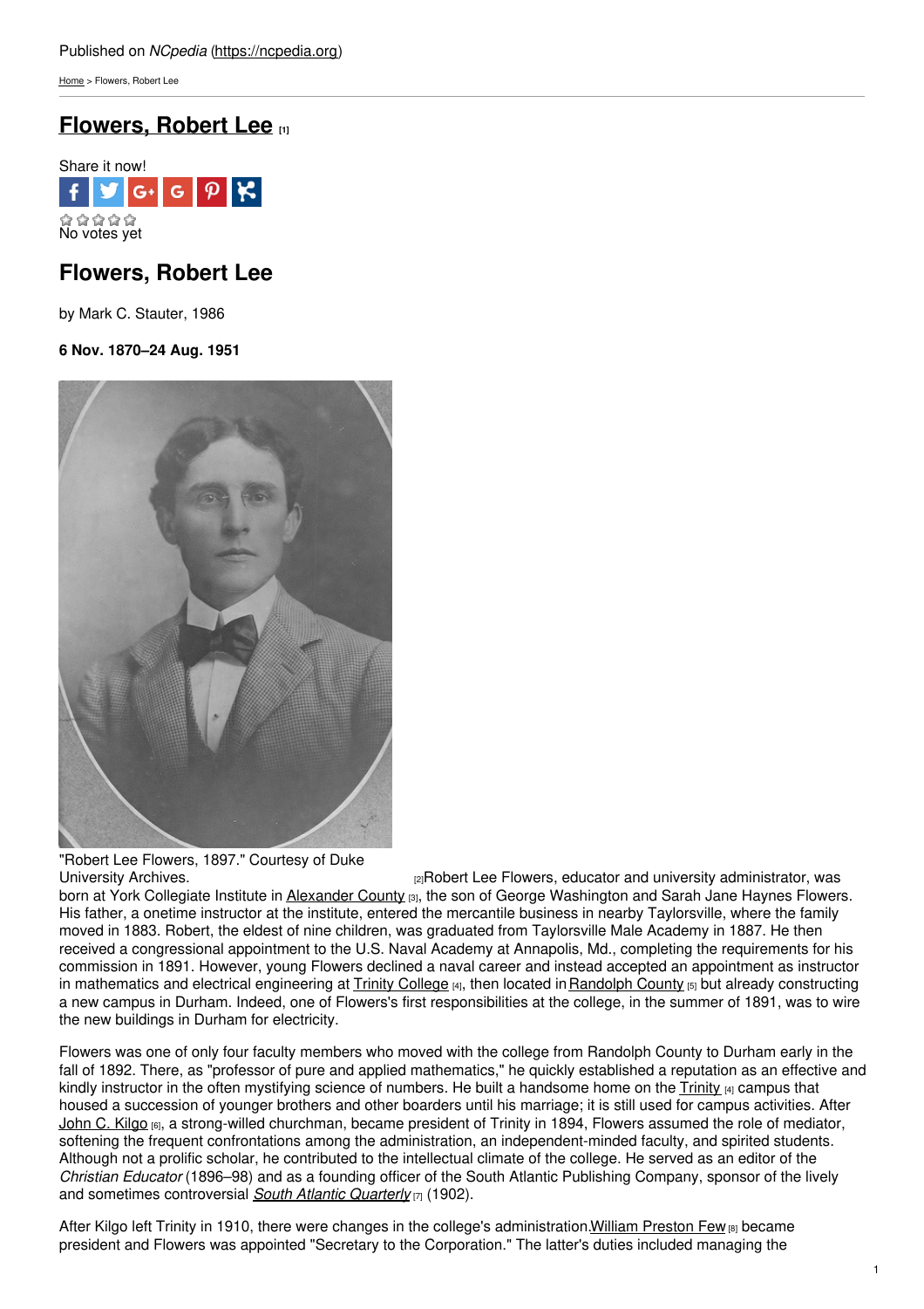Published on *NCpedia* (https://ncpedia.org)

Home > Flowers, Robert Lee

# Flowers, Robert Lee [1]

Share it now!

No votes yet

## Flowers, Robert Lee

by Mark C. Stauter, 1986

**6 Nov. 1870–24 Aug. 1951**

"Robert Lee Flowers, 1897." Courtesy of Duke University Archives.

[2]Robert Lee Flowers, educator and university administrator, was born at York Collegiate Institute in Alexander County [3], the son of George Washington and Sarah Jane Haynes Flowers. His father, a onetime instructor at the institute, entered the mercantile business in nearby Taylorsville, where the family moved in 1883. Robert, the eldest of nine children, was graduated from Taylorsville Male Academy in 1887. He then received a congressional appointment to the U.S. Naval Academy at Annapolis, Md., completing the requirements for his commission in 1891. However, young Flowers declined a naval career and instead accepted an appointment as instructor in mathematics and electrical engineering at Trinity College [4], then located in Randolph County [5] but already constructing a new campus in Durham. Indeed, one of Flowers's first responsibilities at the college, in the summer of 1891, was to wire the new buildings in Durham for electricity.

Flowers was one of only four faculty members who moved with the college from Randolph County to Durham early in the fall of 1892. There, as "professor of pure and applied mathematics," he quickly established a reputation as an effective and kindly instructor in the often mystifying science of numbers. He built a handsome home on the Trinity [4] campus that housed a succession of younger brothers and other boarders until his marriage; it is still used for campus activities. After John C. Kilgo [6], a strong-willed churchman, became president of Trinity in 1894, Flowers assumed the role of mediator, softening the frequent confrontations among the administration, an independent-minded faculty, and spirited students. Although not a prolific scholar, he contributed to the intellectual climate of the college. He served as an editor of the *Christian Educator* (1896–98) and as a founding officer of the South Atlantic Publishing Company, sponsor of the lively and sometimes controversial *South Atlantic Quarterly* [7] (1902).

After Kilgo left Trinity in 1910, there were changes in the college's administration. William Preston Few [8] became president and Flowers was appointed "Secretary to the Corporation." The latter's duties included managing the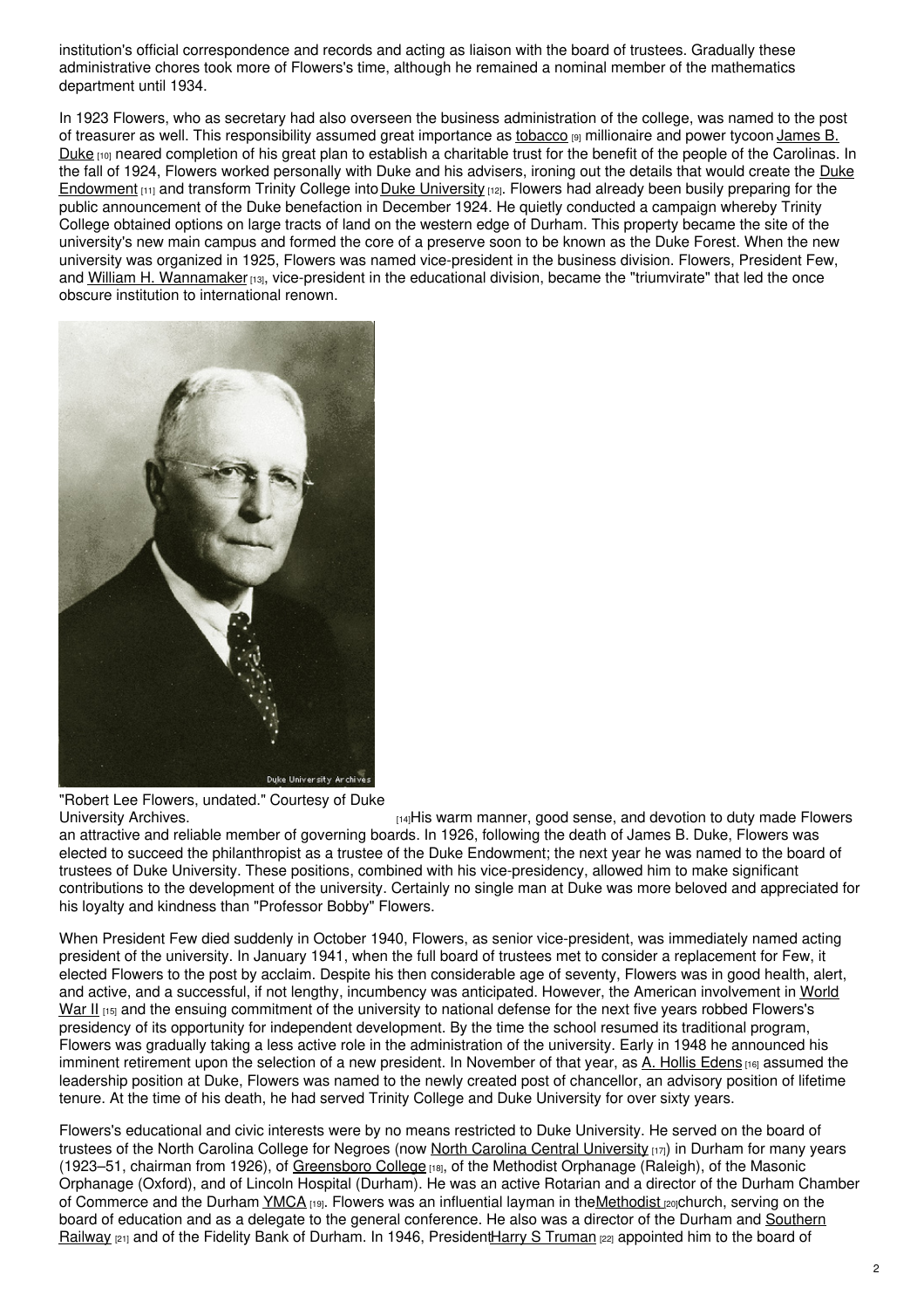institution's official correspondence and records and acting as liaison with the board of trustees. Gradually these administrative chores took more of Flowers's time, although he remained a nominal member of the mathematics department until 1934.

In 1923 Flowers, who as secretary had also overseen the business administration of the college, was named to the post of treasurer as well. This responsibility assumed great importance as tobacco [9] millionaire and power tycoon James B. Duke [10] neared completion of his great plan to establish a charitable trust for the benefit of the people of the Carolinas. In the fall of 1924, Flowers worked personally with Duke and his advisers, ironing out the details that would create the Duke Endowment [11] and transform Trinity College into Duke University [12]. Flowers had already been busily preparing for the public announcement of the Duke benefaction in December 1924. He quietly conducted a campaign whereby Trinity College obtained options on large tracts of land on the western edge of Durham. This property became the site of the university's new main campus and formed the core of a preserve soon to be known as the Duke Forest. When the new university was organized in 1925, Flowers was named vice-president in the business division. Flowers, President Few, and William H. Wannamaker [13], vice-president in the educational division, became the "triumvirate" that led the once obscure institution to international renown.

"Robert Lee Flowers, undated." Courtesy of Duke University Archives. [14]

His warm manner, good sense, and devotion to duty made Flowers an attractive and reliable member of governing boards. In 1926, following the death of James B. Duke, Flowers was elected to succeed the philanthropist as a trustee of the Duke Endowment; the next year he was named to the board of trustees of Duke University. These positions, combined with his vice-presidency, allowed him to make significant contributions to the development of the university. Certainly no single man at Duke was more beloved and appreciated for his loyalty and kindness than "Professor Bobby" Flowers.

When President Few died suddenly in October 1940, Flowers, as senior vice-president, was immediately named acting president of the university. In January 1941, when the full board of trustees met to consider a replacement for Few, it elected Flowers to the post by acclaim. Despite his then considerable age of seventy, Flowers was in good health, alert, and active, and a successful, if not lengthy, incumbency was anticipated. However, the American involvement in World War II [15] and the ensuing commitment of the university to national defense for the next five years robbed Flowers's presidency of its opportunity for independent development. By the time the school resumed its traditional program, Flowers was gradually taking a less active role in the administration of the university. Early in 1948 he announced his imminent retirement upon the selection of a new president. In November of that year, as A. Hollis Edens [16] assumed the leadership position at Duke, Flowers was named to the newly created post of chancellor, an advisory position of lifetime tenure. At the time of his death, he had served Trinity College and Duke University for over sixty years.

Flowers's educational and civic interests were by no means restricted to Duke University. He served on the board of trustees of the North Carolina College for Negroes (now North Carolina Central University [17]) in Durham for many years (1923–51, chairman from 1926), of Greensboro College [18], of the Methodist Orphanage (Raleigh), of the Masonic Orphanage (Oxford), and of Lincoln Hospital (Durham). He was an active Rotarian and a director of the Durham Chamber of Commerce and the Durham YMCA [19]. Flowers was an influential layman in the Methodist [20] church, serving on the board of education and as a delegate to the general conference. He also was a director of the Durham and Southern Railway [21] and of the Fidelity Bank of Durham. In 1946, President Harry S Truman [22] appointed him to the board of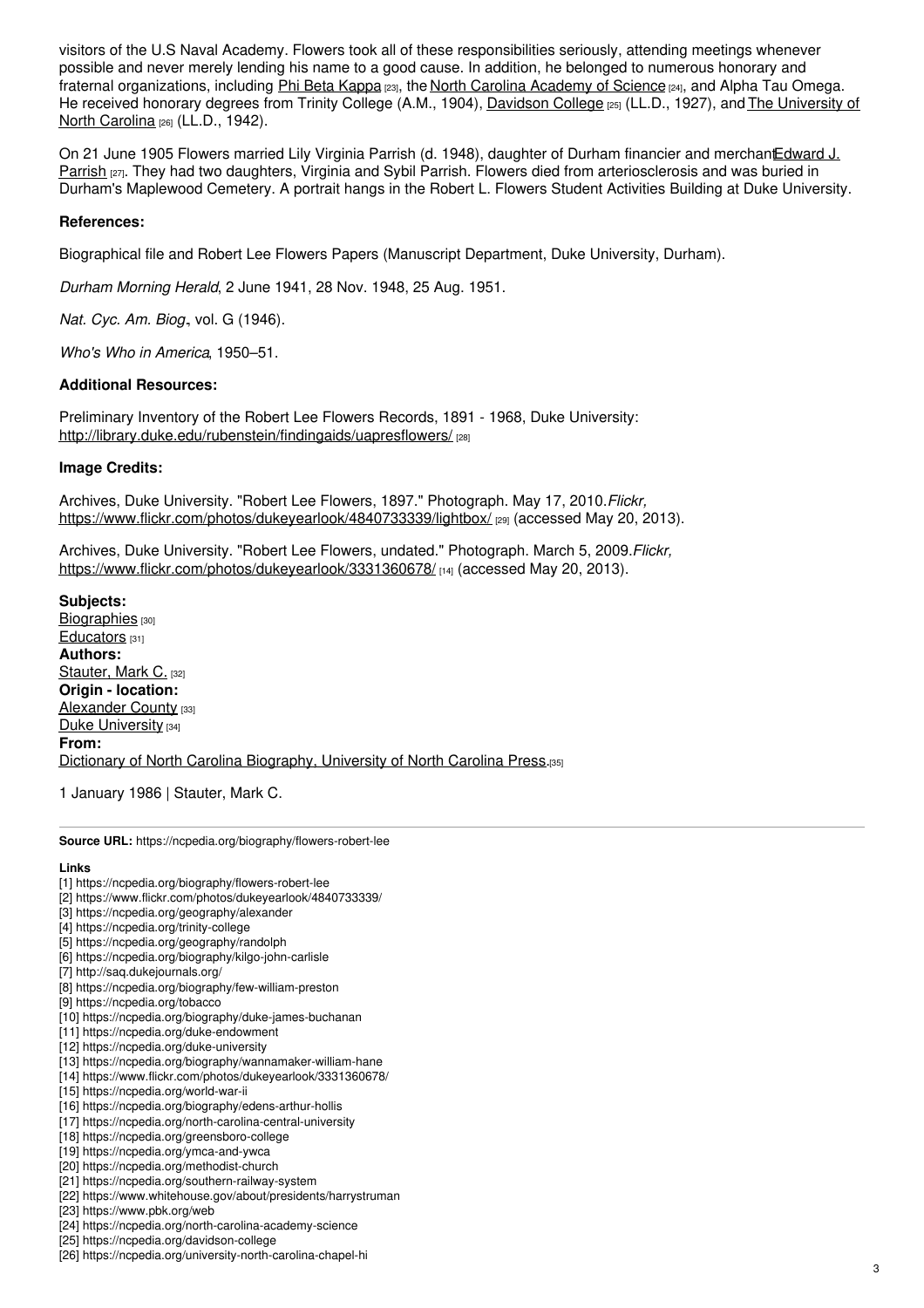visitors of the U.S Naval Academy. Flowers took all of these responsibilities seriously, attending meetings whenever possible and never merely lending his name to a good cause. In addition, he belonged to numerous honorary and fraternal organizations, including Phi Beta Kappa [23], the North Carolina Academy of Science [24], and Alpha Tau Omega. He received honorary degrees from Trinity College (A.M., 1904), Davidson College [25] (LL.D., 1927), and The University of North Carolina [26] (LL.D., 1942).

On 21 June 1905 Flowers married Lily Virginia Parrish (d. 1948), daughter of Durham financier and merchant Edward J. Parrish [27]. They had two daughters, Virginia and Sybil Parrish. Flowers died from arteriosclerosis and was buried in Durham's Maplewood Cemetery. A portrait hangs in the Robert L. Flowers Student Activities Building at Duke University.

**References:**

Biographical file and Robert Lee Flowers Papers (Manuscript Department, Duke University, Durham).

*Durham Morning Herald*, 2 June 1941, 28 Nov. 1948, 25 Aug. 1951.

*Nat. Cyc. Am. Biog.*, vol. G (1946).

*Who's Who in America*, 1950–51.

**Additional Resources:**

Preliminary Inventory of the Robert Lee Flowers Records, 1891 - 1968, Duke University: http://library.duke.edu/rubenstein/findingaids/uapresflowers/ [28]

**Image Credits:**

Archives, Duke University. "Robert Lee Flowers, 1897." Photograph. May 17, 2010. *Flickr,* https://www.flickr.com/photos/dukeyearlook/4840733339/lightbox/ [29] (accessed May 20, 2013).

Archives, Duke University. "Robert Lee Flowers, undated." Photograph. March 5, 2009. *Flickr,* https://www.flickr.com/photos/dukeyearlook/3331360678/ [14] (accessed May 20, 2013).

**Subjects:**
Biographies [30]
Educators [31]
**Authors:**
Stauter, Mark C. [32]
**Origin - location:**
Alexander County [33]
Duke University [34]
**From:**
Dictionary of North Carolina Biography, University of North Carolina Press. [35]

1 January 1986 | Stauter, Mark C.

**Source URL:** https://ncpedia.org/biography/flowers-robert-lee

**Links**
[1] https://ncpedia.org/biography/flowers-robert-lee
[2] https://www.flickr.com/photos/dukeyearlook/4840733339/
[3] https://ncpedia.org/geography/alexander
[4] https://ncpedia.org/trinity-college
[5] https://ncpedia.org/geography/randolph
[6] https://ncpedia.org/biography/kilgo-john-carlisle
[7] http://saq.dukejournals.org/
[8] https://ncpedia.org/biography/few-william-preston
[9] https://ncpedia.org/tobacco
[10] https://ncpedia.org/biography/duke-james-buchanan
[11] https://ncpedia.org/duke-endowment
[12] https://ncpedia.org/duke-university
[13] https://ncpedia.org/biography/wannamaker-william-hane
[14] https://www.flickr.com/photos/dukeyearlook/3331360678/
[15] https://ncpedia.org/world-war-ii
[16] https://ncpedia.org/biography/edens-arthur-hollis
[17] https://ncpedia.org/north-carolina-central-university
[18] https://ncpedia.org/greensboro-college
[19] https://ncpedia.org/ymca-and-ywca
[20] https://ncpedia.org/methodist-church
[21] https://ncpedia.org/southern-railway-system
[22] https://www.whitehouse.gov/about/presidents/harrystruman
[23] https://www.pbk.org/web
[24] https://ncpedia.org/north-carolina-academy-science
[25] https://ncpedia.org/davidson-college
[26] https://ncpedia.org/university-north-carolina-chapel-hi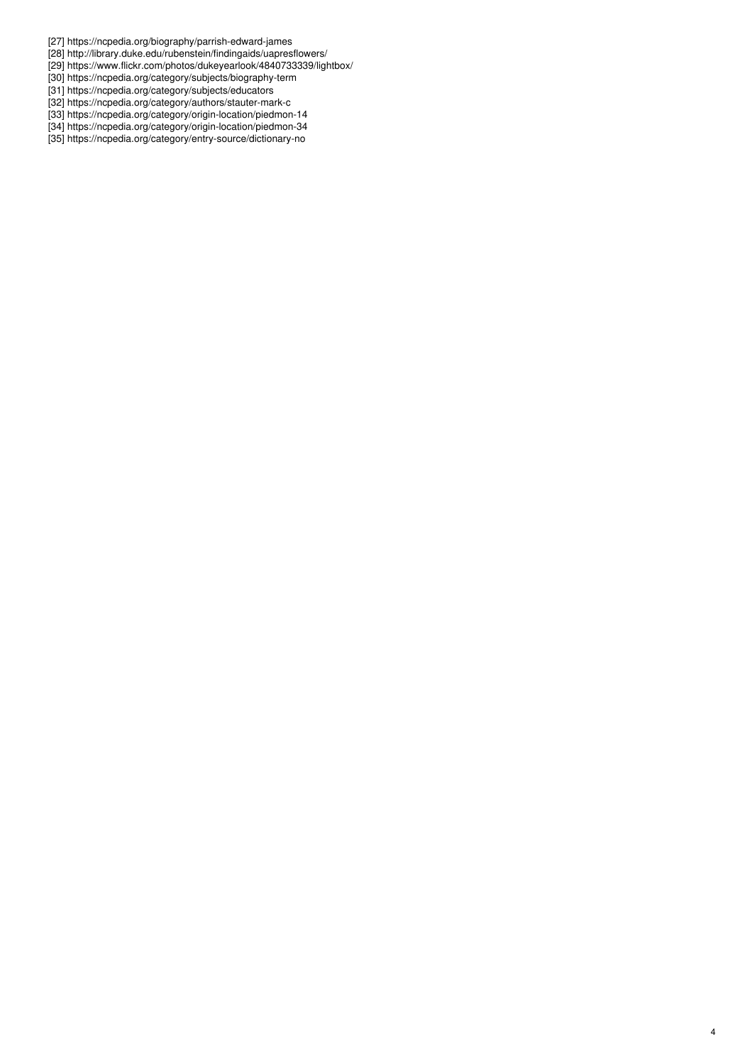[27] https://ncpedia.org/biography/parrish-edward-james
[28] http://library.duke.edu/rubenstein/findingaids/uapresflowers/
[29] https://www.flickr.com/photos/dukeyearlook/4840733339/lightbox/
[30] https://ncpedia.org/category/subjects/biography-term
[31] https://ncpedia.org/category/subjects/educators
[32] https://ncpedia.org/category/authors/stauter-mark-c
[33] https://ncpedia.org/category/origin-location/piedmon-14
[34] https://ncpedia.org/category/origin-location/piedmon-34
[35] https://ncpedia.org/category/entry-source/dictionary-no